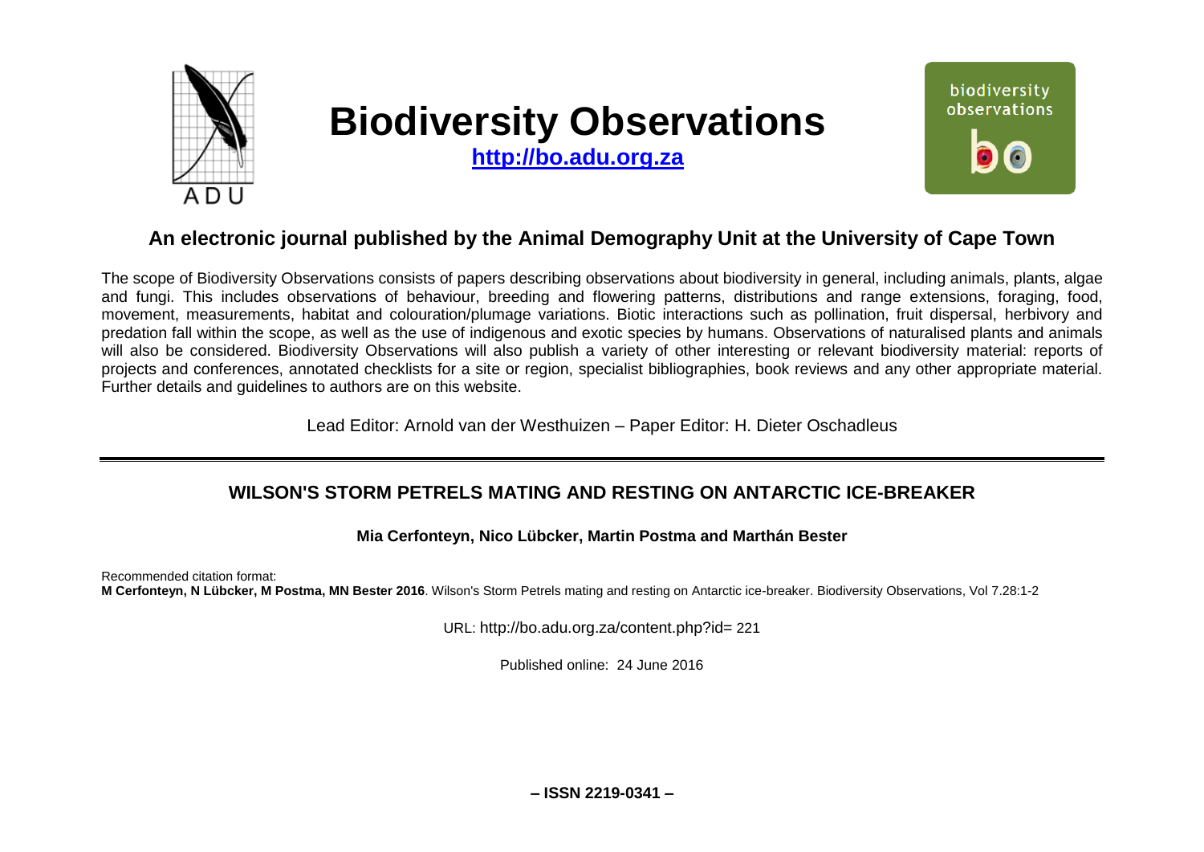# Biodiversity Observations

**http://bo.adu.org.za**

## An electronic journal published by the Animal Demography Unit at the University of Cape Town

The scope of Biodiversity Observations consists of papers describing observations about biodiversity in general, including animals, plants, algae and fungi. This includes observations of behaviour, breeding and flowering patterns, distributions and range extensions, foraging, food, movement, measurements, habitat and colouration/plumage variations. Biotic interactions such as pollination, fruit dispersal, herbivory and predation fall within the scope, as well as the use of indigenous and exotic species by humans. Observations of naturalised plants and animals will also be considered. Biodiversity Observations will also publish a variety of other interesting or relevant biodiversity material: reports of projects and conferences, annotated checklists for a site or region, specialist bibliographies, book reviews and any other appropriate material. Further details and guidelines to authors are on this website.

Lead Editor: Arnold van der Westhuizen – Paper Editor: H. Dieter Oschadleus

---

## WILSON'S STORM PETRELS MATING AND RESTING ON ANTARCTIC ICE-BREAKER

**Mia Cerfonteyn, Nico Lübcker, Martin Postma and Marthán Bester**

Recommended citation format:
**M Cerfonteyn, N Lübcker, M Postma, MN Bester 2016**. Wilson's Storm Petrels mating and resting on Antarctic ice-breaker. Biodiversity Observations, Vol 7.28:1-2

URL: http://bo.adu.org.za/content.php?id= 221

Published online: 24 June 2016

**– ISSN 2219-0341 –**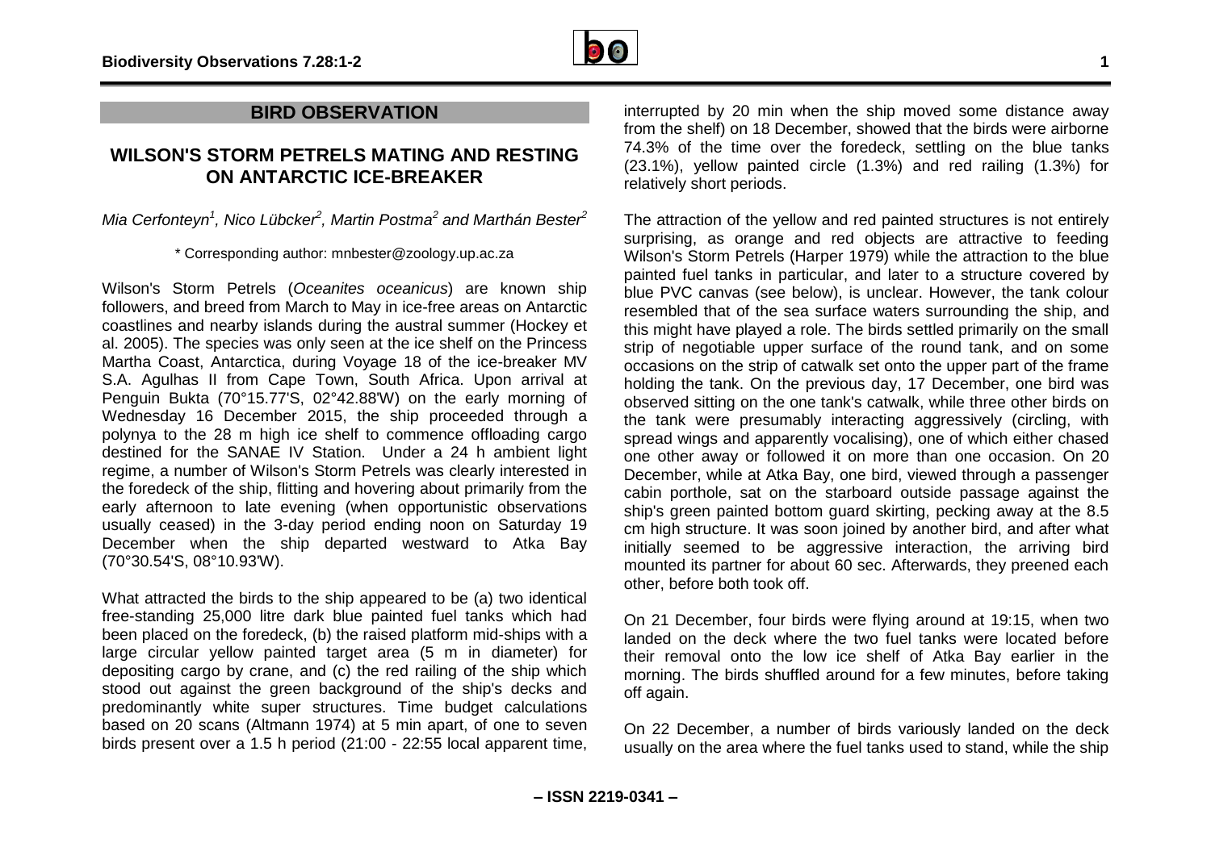## BIRD OBSERVATION

# WILSON'S STORM PETRELS MATING AND RESTING ON ANTARCTIC ICE-BREAKER

*Mia Cerfonteyn[1], Nico Lübcker[2], Martin Postma[2] and Marthán Bester[2]*

\* Corresponding author: mnbester@zoology.up.ac.za

Wilson's Storm Petrels (*Oceanites oceanicus*) are known ship followers, and breed from March to May in ice-free areas on Antarctic coastlines and nearby islands during the austral summer (Hockey et al. 2005). The species was only seen at the ice shelf on the Princess Martha Coast, Antarctica, during Voyage 18 of the ice-breaker MV S.A. Agulhas II from Cape Town, South Africa. Upon arrival at Penguin Bukta (70°15.77'S, 02°42.88'W) on the early morning of Wednesday 16 December 2015, the ship proceeded through a polynya to the 28 m high ice shelf to commence offloading cargo destined for the SANAE IV Station. Under a 24 h ambient light regime, a number of Wilson's Storm Petrels was clearly interested in the foredeck of the ship, flitting and hovering about primarily from the early afternoon to late evening (when opportunistic observations usually ceased) in the 3-day period ending noon on Saturday 19 December when the ship departed westward to Atka Bay (70°30.54'S, 08°10.93'W).

What attracted the birds to the ship appeared to be (a) two identical free-standing 25,000 litre dark blue painted fuel tanks which had been placed on the foredeck, (b) the raised platform mid-ships with a large circular yellow painted target area (5 m in diameter) for depositing cargo by crane, and (c) the red railing of the ship which stood out against the green background of the ship's decks and predominantly white super structures. Time budget calculations based on 20 scans (Altmann 1974) at 5 min apart, of one to seven birds present over a 1.5 h period (21:00 - 22:55 local apparent time, interrupted by 20 min when the ship moved some distance away from the shelf) on 18 December, showed that the birds were airborne 74.3% of the time over the foredeck, settling on the blue tanks (23.1%), yellow painted circle (1.3%) and red railing (1.3%) for relatively short periods.

The attraction of the yellow and red painted structures is not entirely surprising, as orange and red objects are attractive to feeding Wilson's Storm Petrels (Harper 1979) while the attraction to the blue painted fuel tanks in particular, and later to a structure covered by blue PVC canvas (see below), is unclear. However, the tank colour resembled that of the sea surface waters surrounding the ship, and this might have played a role. The birds settled primarily on the small strip of negotiable upper surface of the round tank, and on some occasions on the strip of catwalk set onto the upper part of the frame holding the tank. On the previous day, 17 December, one bird was observed sitting on the one tank's catwalk, while three other birds on the tank were presumably interacting aggressively (circling, with spread wings and apparently vocalising), one of which either chased one other away or followed it on more than one occasion. On 20 December, while at Atka Bay, one bird, viewed through a passenger cabin porthole, sat on the starboard outside passage against the ship's green painted bottom guard skirting, pecking away at the 8.5 cm high structure. It was soon joined by another bird, and after what initially seemed to be aggressive interaction, the arriving bird mounted its partner for about 60 sec. Afterwards, they preened each other, before both took off.

On 21 December, four birds were flying around at 19:15, when two landed on the deck where the two fuel tanks were located before their removal onto the low ice shelf of Atka Bay earlier in the morning. The birds shuffled around for a few minutes, before taking off again.

On 22 December, a number of birds variously landed on the deck usually on the area where the fuel tanks used to stand, while the ship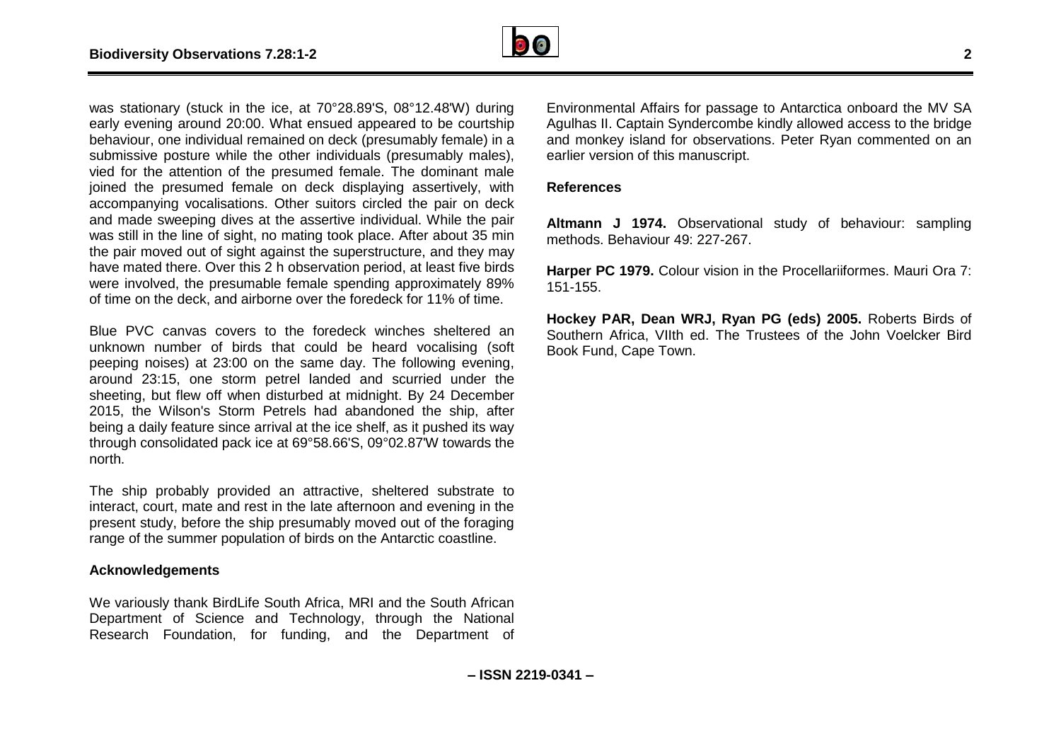was stationary (stuck in the ice, at 70°28.89'S, 08°12.48'W) during early evening around 20:00. What ensued appeared to be courtship behaviour, one individual remained on deck (presumably female) in a submissive posture while the other individuals (presumably males), vied for the attention of the presumed female. The dominant male joined the presumed female on deck displaying assertively, with accompanying vocalisations. Other suitors circled the pair on deck and made sweeping dives at the assertive individual. While the pair was still in the line of sight, no mating took place. After about 35 min the pair moved out of sight against the superstructure, and they may have mated there. Over this 2 h observation period, at least five birds were involved, the presumable female spending approximately 89% of time on the deck, and airborne over the foredeck for 11% of time.

Blue PVC canvas covers to the foredeck winches sheltered an unknown number of birds that could be heard vocalising (soft peeping noises) at 23:00 on the same day. The following evening, around 23:15, one storm petrel landed and scurried under the sheeting, but flew off when disturbed at midnight. By 24 December 2015, the Wilson's Storm Petrels had abandoned the ship, after being a daily feature since arrival at the ice shelf, as it pushed its way through consolidated pack ice at 69°58.66'S, 09°02.87'W towards the north.

The ship probably provided an attractive, sheltered substrate to interact, court, mate and rest in the late afternoon and evening in the present study, before the ship presumably moved out of the foraging range of the summer population of birds on the Antarctic coastline.

## Acknowledgements

We variously thank BirdLife South Africa, MRI and the South African Department of Science and Technology, through the National Research Foundation, for funding, and the Department of Environmental Affairs for passage to Antarctica onboard the MV SA Agulhas II. Captain Syndercombe kindly allowed access to the bridge and monkey island for observations. Peter Ryan commented on an earlier version of this manuscript.

## References

**Altmann J 1974.** Observational study of behaviour: sampling methods. Behaviour 49: 227-267.

**Harper PC 1979.** Colour vision in the Procellariiformes. Mauri Ora 7: 151-155.

**Hockey PAR, Dean WRJ, Ryan PG (eds) 2005.** Roberts Birds of Southern Africa, VIIth ed. The Trustees of the John Voelcker Bird Book Fund, Cape Town.

**– ISSN 2219-0341 –**